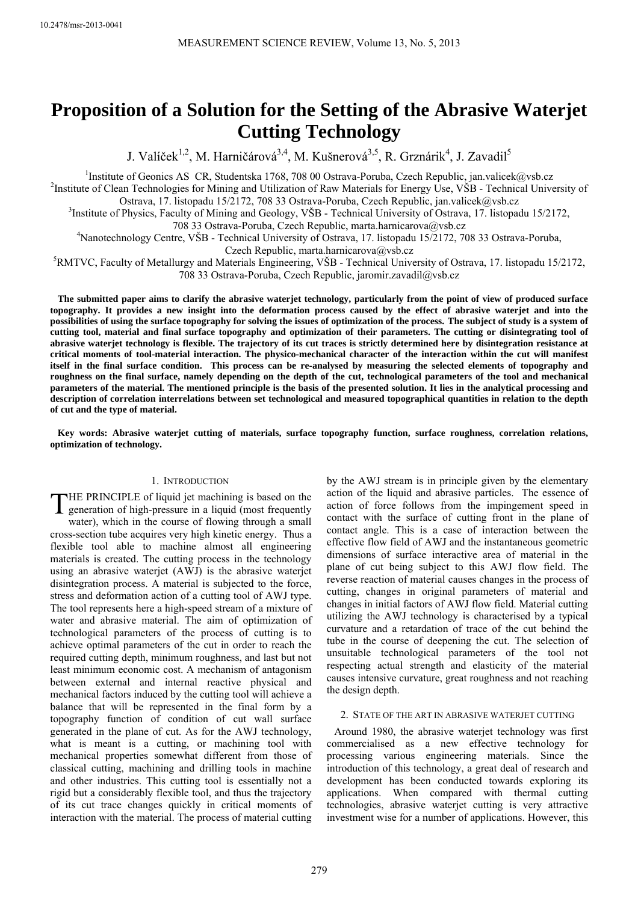# Proposition of a Solution for the Setting of the Abrasive Waterjet Cutting Technology

J. Valíček[1,2], M. Harničárová[3,4], M. Kušnerová[3,5], R. Grznárik[4], J. Zavadil[5]

[1]Institute of Geonics AS CR, Studentska 1768, 708 00 Ostrava-Poruba, Czech Republic, jan.valicek@vsb.cz
[2]Institute of Clean Technologies for Mining and Utilization of Raw Materials for Energy Use, VŠB - Technical University of Ostrava, 17. listopadu 15/2172, 708 33 Ostrava-Poruba, Czech Republic, jan.valicek@vsb.cz
[3]Institute of Physics, Faculty of Mining and Geology, VŠB - Technical University of Ostrava, 17. listopadu 15/2172, 708 33 Ostrava-Poruba, Czech Republic, marta.harnicarova@vsb.cz
[4]Nanotechnology Centre, VŠB - Technical University of Ostrava, 17. listopadu 15/2172, 708 33 Ostrava-Poruba, Czech Republic, marta.harnicarova@vsb.cz
[5]RMTVC, Faculty of Metallurgy and Materials Engineering, VŠB - Technical University of Ostrava, 17. listopadu 15/2172, 708 33 Ostrava-Poruba, Czech Republic, jaromir.zavadil@vsb.cz

**The submitted paper aims to clarify the abrasive waterjet technology, particularly from the point of view of produced surface topography. It provides a new insight into the deformation process caused by the effect of abrasive waterjet and into the possibilities of using the surface topography for solving the issues of optimization of the process. The subject of study is a system of cutting tool, material and final surface topography and optimization of their parameters. The cutting or disintegrating tool of abrasive waterjet technology is flexible. The trajectory of its cut traces is strictly determined here by disintegration resistance at critical moments of tool-material interaction. The physico-mechanical character of the interaction within the cut will manifest itself in the final surface condition. This process can be re-analysed by measuring the selected elements of topography and roughness on the final surface, namely depending on the depth of the cut, technological parameters of the tool and mechanical parameters of the material. The mentioned principle is the basis of the presented solution. It lies in the analytical processing and description of correlation interrelations between set technological and measured topographical quantities in relation to the depth of cut and the type of material.**

**Key words: Abrasive waterjet cutting of materials, surface topography function, surface roughness, correlation relations, optimization of technology.**

## 1. Introduction

THE PRINCIPLE of liquid jet machining is based on the generation of high-pressure in a liquid (most frequently water), which in the course of flowing through a small cross-section tube acquires very high kinetic energy. Thus a flexible tool able to machine almost all engineering materials is created. The cutting process in the technology using an abrasive waterjet (AWJ) is the abrasive waterjet disintegration process. A material is subjected to the force, stress and deformation action of a cutting tool of AWJ type. The tool represents here a high-speed stream of a mixture of water and abrasive material. The aim of optimization of technological parameters of the process of cutting is to achieve optimal parameters of the cut in order to reach the required cutting depth, minimum roughness, and last but not least minimum economic cost. A mechanism of antagonism between external and internal reactive physical and mechanical factors induced by the cutting tool will achieve a balance that will be represented in the final form by a topography function of condition of cut wall surface generated in the plane of cut. As for the AWJ technology, what is meant is a cutting, or machining tool with mechanical properties somewhat different from those of classical cutting, machining and drilling tools in machine and other industries. This cutting tool is essentially not a rigid but a considerably flexible tool, and thus the trajectory of its cut trace changes quickly in critical moments of interaction with the material. The process of material cutting by the AWJ stream is in principle given by the elementary action of the liquid and abrasive particles. The essence of action of force follows from the impingement speed in contact with the surface of cutting front in the plane of contact angle. This is a case of interaction between the effective flow field of AWJ and the instantaneous geometric dimensions of surface interactive area of material in the plane of cut being subject to this AWJ flow field. The reverse reaction of material causes changes in the process of cutting, changes in original parameters of material and changes in initial factors of AWJ flow field. Material cutting utilizing the AWJ technology is characterised by a typical curvature and a retardation of trace of the cut behind the tube in the course of deepening the cut. The selection of unsuitable technological parameters of the tool not respecting actual strength and elasticity of the material causes intensive curvature, great roughness and not reaching the design depth.

## 2. State of the art in abrasive waterjet cutting

Around 1980, the abrasive waterjet technology was first commercialised as a new effective technology for processing various engineering materials. Since the introduction of this technology, a great deal of research and development has been conducted towards exploring its applications. When compared with thermal cutting technologies, abrasive waterjet cutting is very attractive investment wise for a number of applications. However, this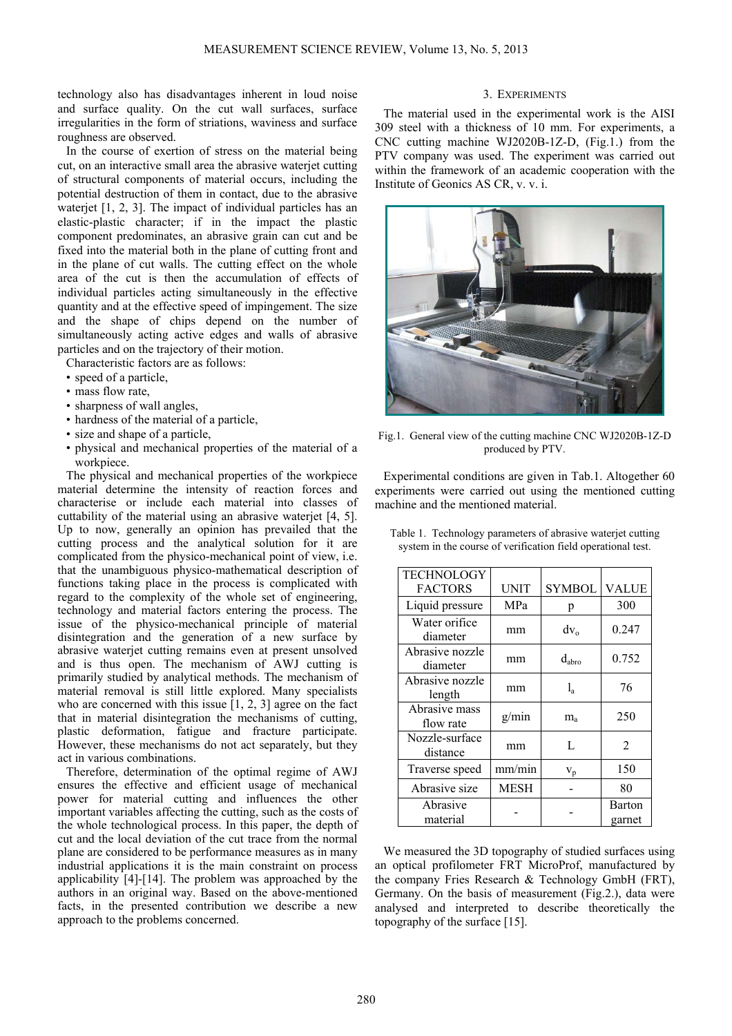technology also has disadvantages inherent in loud noise and surface quality. On the cut wall surfaces, surface irregularities in the form of striations, waviness and surface roughness are observed.

In the course of exertion of stress on the material being cut, on an interactive small area the abrasive waterjet cutting of structural components of material occurs, including the potential destruction of them in contact, due to the abrasive waterjet [1, 2, 3]. The impact of individual particles has an elastic-plastic character; if in the impact the plastic component predominates, an abrasive grain can cut and be fixed into the material both in the plane of cutting front and in the plane of cut walls. The cutting effect on the whole area of the cut is then the accumulation of effects of individual particles acting simultaneously in the effective quantity and at the effective speed of impingement. The size and the shape of chips depend on the number of simultaneously acting active edges and walls of abrasive particles and on the trajectory of their motion.

Characteristic factors are as follows:

- speed of a particle,
- mass flow rate,
- sharpness of wall angles,
- hardness of the material of a particle,
- size and shape of a particle,
- physical and mechanical properties of the material of a workpiece.

The physical and mechanical properties of the workpiece material determine the intensity of reaction forces and characterise or include each material into classes of cuttability of the material using an abrasive waterjet [4, 5]. Up to now, generally an opinion has prevailed that the cutting process and the analytical solution for it are complicated from the physico-mechanical point of view, i.e. that the unambiguous physico-mathematical description of functions taking place in the process is complicated with regard to the complexity of the whole set of engineering, technology and material factors entering the process. The issue of the physico-mechanical principle of material disintegration and the generation of a new surface by abrasive waterjet cutting remains even at present unsolved and is thus open. The mechanism of AWJ cutting is primarily studied by analytical methods. The mechanism of material removal is still little explored. Many specialists who are concerned with this issue [1, 2, 3] agree on the fact that in material disintegration the mechanisms of cutting, plastic deformation, fatigue and fracture participate. However, these mechanisms do not act separately, but they act in various combinations.

Therefore, determination of the optimal regime of AWJ ensures the effective and efficient usage of mechanical power for material cutting and influences the other important variables affecting the cutting, such as the costs of the whole technological process. In this paper, the depth of cut and the local deviation of the cut trace from the normal plane are considered to be performance measures as in many industrial applications it is the main constraint on process applicability [4]-[14]. The problem was approached by the authors in an original way. Based on the above-mentioned facts, in the presented contribution we describe a new approach to the problems concerned.

## 3. Experiments

The material used in the experimental work is the AISI 309 steel with a thickness of 10 mm. For experiments, a CNC cutting machine WJ2020B-1Z-D, (Fig.1.) from the PTV company was used. The experiment was carried out within the framework of an academic cooperation with the Institute of Geonics AS CR, v. v. i.

Fig.1. General view of the cutting machine CNC WJ2020B-1Z-D produced by PTV.

Experimental conditions are given in Tab.1. Altogether 60 experiments were carried out using the mentioned cutting machine and the mentioned material.

Table 1. Technology parameters of abrasive waterjet cutting system in the course of verification field operational test.

| TECHNOLOGY FACTORS | UNIT | SYMBOL | VALUE |
|---|---|---|---|
| Liquid pressure | MPa | $p$ | 300 |
| Water orifice diameter | mm | $dv_o$ | 0.247 |
| Abrasive nozzle diameter | mm | $d_{abro}$ | 0.752 |
| Abrasive nozzle length | mm | $l_a$ | 76 |
| Abrasive mass flow rate | g/min | $m_a$ | 250 |
| Nozzle-surface distance | mm | L | 2 |
| Traverse speed | mm/min | $v_p$ | 150 |
| Abrasive size | MESH | - | 80 |
| Abrasive material | - | - | Barton garnet |

We measured the 3D topography of studied surfaces using an optical profilometer FRT MicroProf, manufactured by the company Fries Research & Technology GmbH (FRT), Germany. On the basis of measurement (Fig.2.), data were analysed and interpreted to describe theoretically the topography of the surface [15].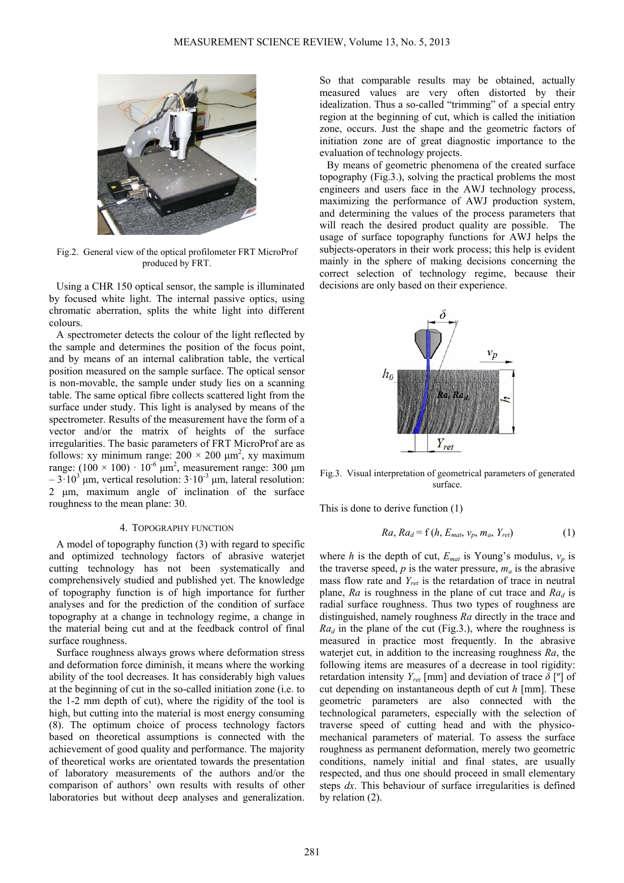Fig.2. General view of the optical profilometer FRT MicroProf produced by FRT.

Using a CHR 150 optical sensor, the sample is illuminated by focused white light. The internal passive optics, using chromatic aberration, splits the white light into different colours.

A spectrometer detects the colour of the light reflected by the sample and determines the position of the focus point, and by means of an internal calibration table, the vertical position measured on the sample surface. The optical sensor is non-movable, the sample under study lies on a scanning table. The same optical fibre collects scattered light from the surface under study. This light is analysed by means of the spectrometer. Results of the measurement have the form of a vector and/or the matrix of heights of the surface irregularities. The basic parameters of FRT MicroProf are as follows: xy minimum range: 200 × 200 µm$^2$, xy maximum range: (100 × 100) · 10$^{-6}$ µm$^2$, measurement range: 300 µm – 3·10$^3$ µm, vertical resolution: 3·10$^{-3}$ µm, lateral resolution: 2 µm, maximum angle of inclination of the surface roughness to the mean plane: 30.

## 4. Topography function

A model of topography function (3) with regard to specific and optimized technology factors of abrasive waterjet cutting technology has not been systematically and comprehensively studied and published yet. The knowledge of topography function is of high importance for further analyses and for the prediction of the condition of surface topography at a change in technology regime, a change in the material being cut and at the feedback control of final surface roughness.

Surface roughness always grows where deformation stress and deformation force diminish, it means where the working ability of the tool decreases. It has considerably high values at the beginning of cut in the so-called initiation zone (i.e. to the 1-2 mm depth of cut), where the rigidity of the tool is high, but cutting into the material is most energy consuming (8). The optimum choice of process technology factors based on theoretical assumptions is connected with the achievement of good quality and performance. The majority of theoretical works are orientated towards the presentation of laboratory measurements of the authors and/or the comparison of authors' own results with results of other laboratories but without deep analyses and generalization. So that comparable results may be obtained, actually measured values are very often distorted by their idealization. Thus a so-called "trimming" of a special entry region at the beginning of cut, which is called the initiation zone, occurs. Just the shape and the geometric factors of initiation zone are of great diagnostic importance to the evaluation of technology projects.

By means of geometric phenomena of the created surface topography (Fig.3.), solving the practical problems the most engineers and users face in the AWJ technology process, maximizing the performance of AWJ production system, and determining the values of the process parameters that will reach the desired product quality are possible. The usage of surface topography functions for AWJ helps the subjects-operators in their work process; this help is evident mainly in the sphere of making decisions concerning the correct selection of technology regime, because their decisions are only based on their experience.

Fig.3. Visual interpretation of geometrical parameters of generated surface.

This is done to derive function (1)

$$Ra, Ra_d = \mathrm{f}\,(h, E_{mat}, v_p, m_a, Y_{ret}) \qquad (1)$$

where $h$ is the depth of cut, $E_{mat}$ is Young's modulus, $v_p$ is the traverse speed, $p$ is the water pressure, $m_a$ is the abrasive mass flow rate and $Y_{ret}$ is the retardation of trace in neutral plane, $Ra$ is roughness in the plane of cut trace and $Ra_d$ is radial surface roughness. Thus two types of roughness are distinguished, namely roughness $Ra$ directly in the trace and $Ra_d$ in the plane of the cut (Fig.3.), where the roughness is measured in practice most frequently. In the abrasive waterjet cut, in addition to the increasing roughness $Ra$, the following items are measures of a decrease in tool rigidity: retardation intensity $Y_{ret}$ [mm] and deviation of trace $\delta$ [º] of cut depending on instantaneous depth of cut $h$ [mm]. These geometric parameters are also connected with the technological parameters, especially with the selection of traverse speed of cutting head and with the physico-mechanical parameters of material. To assess the surface roughness as permanent deformation, merely two geometric conditions, namely initial and final states, are usually respected, and thus one should proceed in small elementary steps $dx$. This behaviour of surface irregularities is defined by relation (2).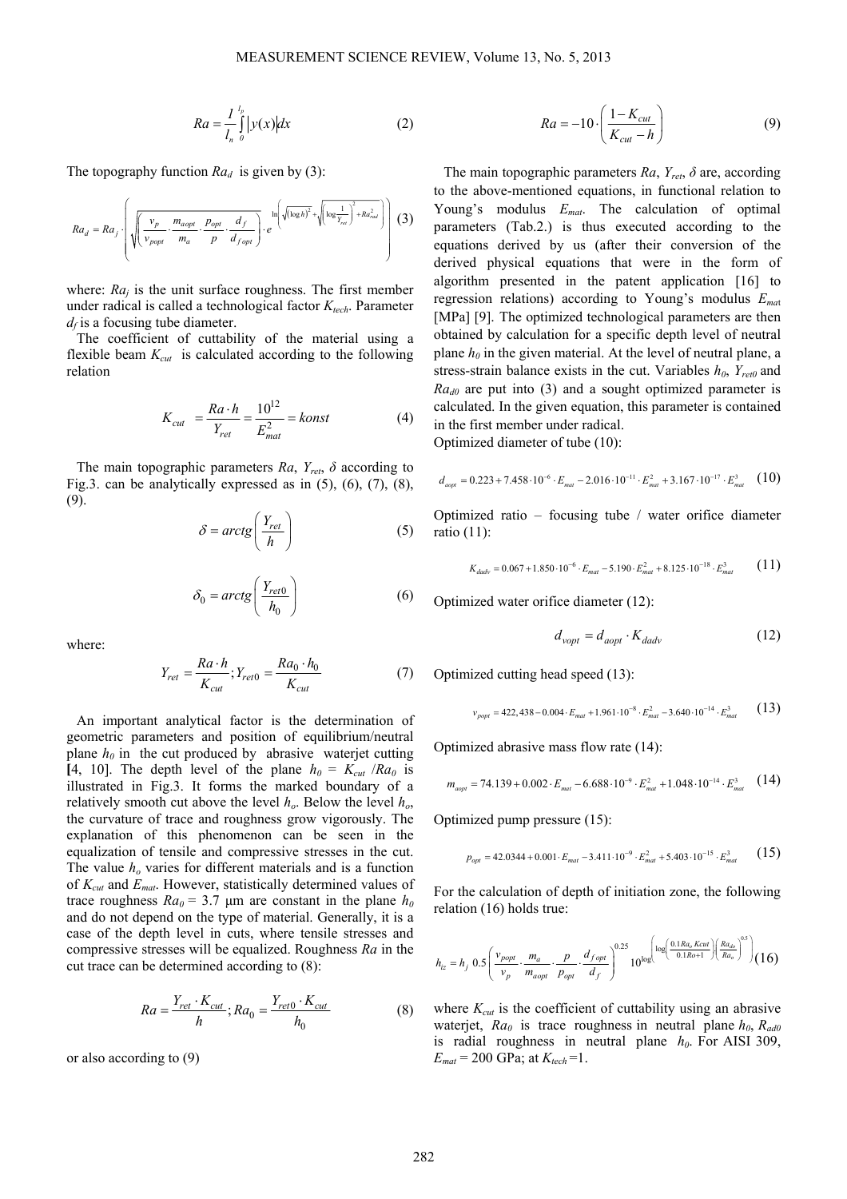$$Ra = \frac{1}{l_n}\int_{0}^{l_p} |y(x)| dx \tag{2}$$

The topography function $Ra_d$ is given by (3):

$$Ra_d = Ra_j \cdot \left( \sqrt{\left( \frac{v_p}{v_{popt}} \cdot \frac{m_{aopt}}{m_a} \cdot \frac{p_{opt}}{p} \cdot \frac{d_f}{d_{f\,opt}} \right)} \cdot e^{\ln\left( \sqrt{(\log h)^2} + \sqrt{\left(\log \frac{1}{Y_{ret}}\right)^2 + Ra_{rad}^2} \right)} \right) \tag{3}$$

where: $Ra_j$ is the unit surface roughness. The first member under radical is called a technological factor $K_{tech}$. Parameter $d_f$ is a focusing tube diameter.

The coefficient of cuttability of the material using a flexible beam $K_{cut}$ is calculated according to the following relation

$$K_{cut} = \frac{Ra \cdot h}{Y_{ret}} = \frac{10^{12}}{E_{mat}^2} = konst \tag{4}$$

The main topographic parameters $Ra$, $Y_{ret}$, $\delta$ according to Fig.3. can be analytically expressed as in (5), (6), (7), (8), (9).

$$\delta = arctg\left(\frac{Y_{ret}}{h}\right) \tag{5}$$

$$\delta_0 = arctg\left(\frac{Y_{ret0}}{h_0}\right) \tag{6}$$

where:

$$Y_{ret} = \frac{Ra \cdot h}{K_{cut}}; Y_{ret0} = \frac{Ra_0 \cdot h_0}{K_{cut}} \tag{7}$$

An important analytical factor is the determination of geometric parameters and position of equilibrium/neutral plane $h_0$ in the cut produced by abrasive waterjet cutting [4, 10]. The depth level of the plane $h_0 = K_{cut} / Ra_0$ is illustrated in Fig.3. It forms the marked boundary of a relatively smooth cut above the level $h_o$. Below the level $h_o$, the curvature of trace and roughness grow vigorously. The explanation of this phenomenon can be seen in the equalization of tensile and compressive stresses in the cut. The value $h_o$ varies for different materials and is a function of $K_{cut}$ and $E_{mat}$. However, statistically determined values of trace roughness $Ra_0$ = 3.7 μm are constant in the plane $h_0$ and do not depend on the type of material. Generally, it is a case of the depth level in cuts, where tensile stresses and compressive stresses will be equalized. Roughness $Ra$ in the cut trace can be determined according to (8):

$$Ra = \frac{Y_{ret} \cdot K_{cut}}{h}; Ra_0 = \frac{Y_{ret0} \cdot K_{cut}}{h_0} \tag{8}$$

or also according to (9)

$$Ra = -10 \cdot \left(\frac{1 - K_{cut}}{K_{cut} - h}\right) \tag{9}$$

The main topographic parameters $Ra$, $Y_{ret}$, $\delta$ are, according to the above-mentioned equations, in functional relation to Young's modulus $E_{mat}$. The calculation of optimal parameters (Tab.2.) is thus executed according to the equations derived by us (after their conversion of the derived physical equations that were in the form of algorithm presented in the patent application [16] to regression relations) according to Young's modulus $E_{mat}$ [MPa] [9]. The optimized technological parameters are then obtained by calculation for a specific depth level of neutral plane $h_0$ in the given material. At the level of neutral plane, a stress-strain balance exists in the cut. Variables $h_0$, $Y_{ret0}$ and $Ra_{d0}$ are put into (3) and a sought optimized parameter is calculated. In the given equation, this parameter is contained in the first member under radical.

Optimized diameter of tube (10):

$$d_{aopt} = 0.223 + 7.458 \cdot 10^{-6} \cdot E_{mat} - 2.016 \cdot 10^{-11} \cdot E_{mat}^2 + 3.167 \cdot 10^{-17} \cdot E_{mat}^3 \tag{10}$$

Optimized ratio – focusing tube / water orifice diameter ratio (11):

$$K_{dadv} = 0.067 + 1.850 \cdot 10^{-6} \cdot E_{mat} - 5.190 \cdot E_{mat}^2 + 8.125 \cdot 10^{-18} \cdot E_{mat}^3 \tag{11}$$

Optimized water orifice diameter (12):

$$d_{vopt} = d_{aopt} \cdot K_{dadv} \tag{12}$$

Optimized cutting head speed (13):

$$v_{popt} = 422{,}438 - 0.004 \cdot E_{mat} + 1.961 \cdot 10^{-8} \cdot E_{mat}^2 - 3.640 \cdot 10^{-14} \cdot E_{mat}^3 \tag{13}$$

Optimized abrasive mass flow rate (14):

$$m_{aopt} = 74.139 + 0.002 \cdot E_{mat} - 6.688 \cdot 10^{-9} \cdot E_{mat}^2 + 1.048 \cdot 10^{-14} \cdot E_{mat}^3 \tag{14}$$

Optimized pump pressure (15):

$$p_{opt} = 42.0344 + 0.001 \cdot E_{mat} - 3.411 \cdot 10^{-9} \cdot E_{mat}^2 + 5.403 \cdot 10^{-15} \cdot E_{mat}^3 \tag{15}$$

For the calculation of depth of initiation zone, the following relation (16) holds true:

$$h_{iz} = h_j \; 0.5 \left( \frac{v_{popt}}{v_p} \cdot \frac{m_a}{m_{aopt}} \cdot \frac{p}{p_{opt}} \cdot \frac{d_{f\,opt}}{d_f} \right)^{0.25} 10^{\log\left( \left( \log\left(\frac{0.1 Ra_o\, Kcut}{0.1 Ro + 1}\right) \right) \left( \frac{Ra_{do}}{Ra_o} \right)^{0.5} \right)} \tag{16}$$

where $K_{cut}$ is the coefficient of cuttability using an abrasive waterjet, $Ra_0$ is trace roughness in neutral plane $h_0$, $R_{ad0}$ is radial roughness in neutral plane $h_0$. For AISI 309, $E_{mat}$ = 200 GPa; at $K_{tech}$ =1.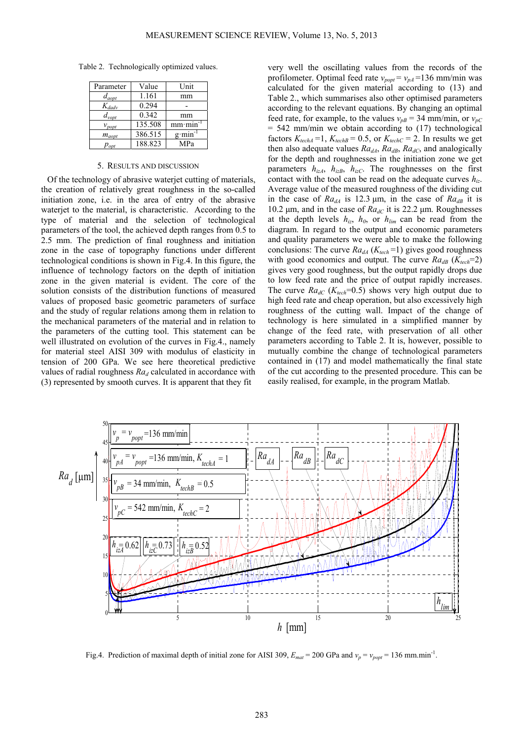Table 2. Technologically optimized values.

| Parameter | Value | Unit |
|---|---|---|
| $d_{aopt}$ | 1.161 | mm |
| $K_{dadv}$ | 0.294 | - |
| $d_{vopt}$ | 0.342 | mm |
| $v_{popt}$ | 135.508 | $mm \cdot min^{-1}$ |
| $m_{aopt}$ | 386.515 | $g \cdot min^{-1}$ |
| $p_{opt}$ | 188.823 | MPa |

## 5. RESULTS AND DISCUSSION

Of the technology of abrasive waterjet cutting of materials, the creation of relatively great roughness in the so-called initiation zone, i.e. in the area of entry of the abrasive waterjet to the material, is characteristic. According to the type of material and the selection of technological parameters of the tool, the achieved depth ranges from 0.5 to 2.5 mm. The prediction of final roughness and initiation zone in the case of topography functions under different technological conditions is shown in Fig.4. In this figure, the influence of technology factors on the depth of initiation zone in the given material is evident. The core of the solution consists of the distribution functions of measured values of proposed basic geometric parameters of surface and the study of regular relations among them in relation to the mechanical parameters of the material and in relation to the parameters of the cutting tool. This statement can be well illustrated on evolution of the curves in Fig.4., namely for material steel AISI 309 with modulus of elasticity in tension of 200 GPa. We see here theoretical predictive values of radial roughness $Ra_d$ calculated in accordance with (3) represented by smooth curves. It is apparent that they fit very well the oscillating values from the records of the profilometer. Optimal feed rate $v_{popt} = v_{pA} = 136$ mm/min was calculated for the given material according to (13) and Table 2., which summarises also other optimised parameters according to the relevant equations. By changing an optimal feed rate, for example, to the values $v_{pB} = 34$ mm/min, or $v_{pC} = 542$ mm/min we obtain according to (17) technological factors $K_{techA} = 1$, $K_{techB} = 0.5$, or $K_{techC} = 2$. In results we get then also adequate values $Ra_{dA}$, $Ra_{dB}$, $Ra_{dC}$, and analogically for the depth and roughnesses in the initiation zone we get parameters $h_{izA}$, $h_{izB}$, $h_{izC}$. The roughnesses on the first contact with the tool can be read on the adequate curves $h_{iz}$. Average value of the measured roughness of the dividing cut in the case of $Ra_{dA}$ is 12.3 µm, in the case of $Ra_{dB}$ it is 10.2 µm, and in the case of $Ra_{dC}$ it is 22.2 µm. Roughnesses at the depth levels $h_{iz}$, $h_0$, or $h_{lim}$ can be read from the diagram. In regard to the output and economic parameters and quality parameters we were able to make the following conclusions: The curve $Ra_{dA}$ ($K_{tech} = 1$) gives good roughness with good economics and output. The curve $Ra_{dB}$ ($K_{tech} = 2$) gives very good roughness, but the output rapidly drops due to low feed rate and the price of output rapidly increases. The curve $Ra_{dC}$ ($K_{tech} = 0.5$) shows very high output due to high feed rate and cheap operation, but also excessively high roughness of the cutting wall. Impact of the change of technology is here simulated in a simplified manner by change of the feed rate, with preservation of all other parameters according to Table 2. It is, however, possible to mutually combine the change of technological parameters contained in (17) and model mathematically the final state of the cut according to the presented procedure. This can be easily realised, for example, in the program Matlab.

Fig.4. Prediction of maximal depth of initial zone for AISI 309, $E_{mat} = 200$ GPa and $v_p = v_{popt} = 136$ mm.min$^{-1}$.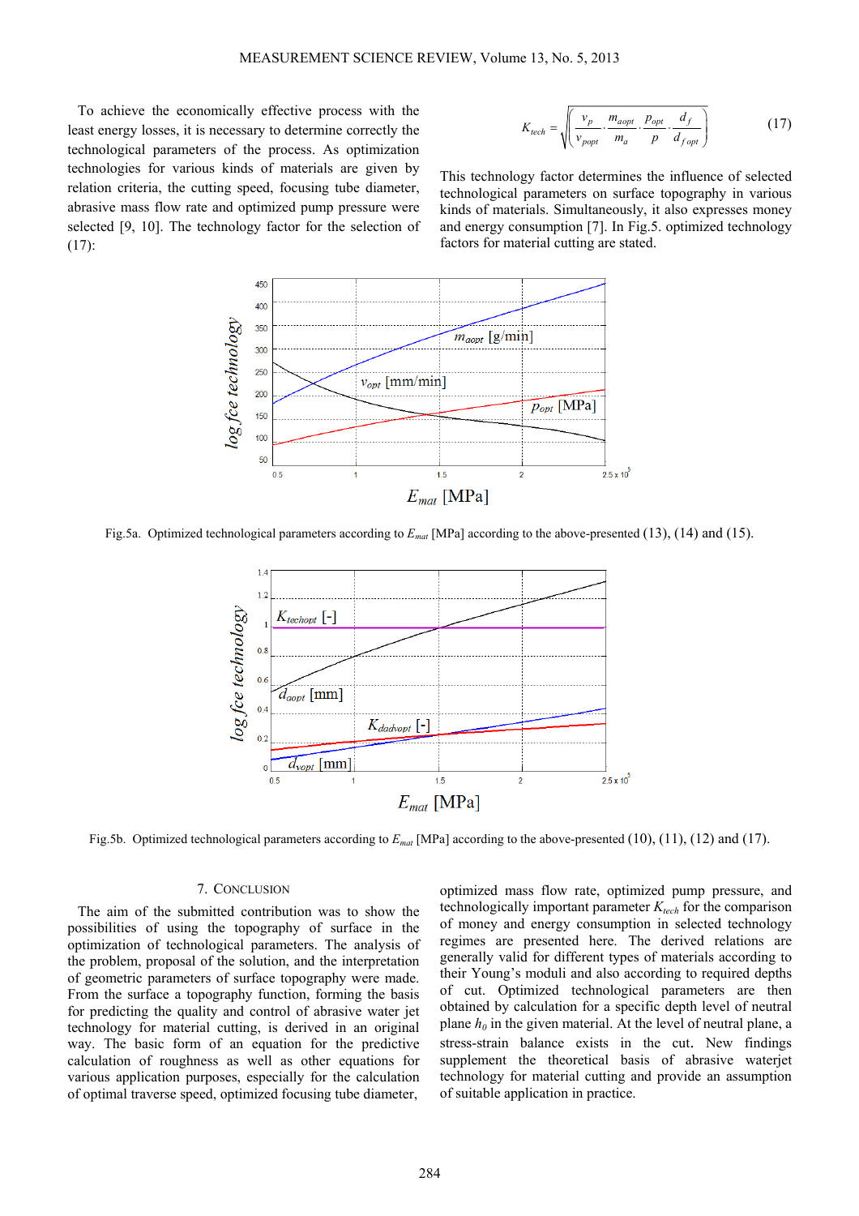To achieve the economically effective process with the least energy losses, it is necessary to determine correctly the technological parameters of the process. As optimization technologies for various kinds of materials are given by relation criteria, the cutting speed, focusing tube diameter, abrasive mass flow rate and optimized pump pressure were selected [9, 10]. The technology factor for the selection of (17):

$$K_{tech} = \sqrt{\left(\frac{v_p}{v_{popt}} \cdot \frac{m_{aopt}}{m_a} \cdot \frac{p_{opt}}{p} \cdot \frac{d_f}{d_{fopt}}\right)} \tag{17}$$

This technology factor determines the influence of selected technological parameters on surface topography in various kinds of materials. Simultaneously, it also expresses money and energy consumption [7]. In Fig.5. optimized technology factors for material cutting are stated.

Fig.5a. Optimized technological parameters according to $E_{mat}$ [MPa] according to the above-presented (13), (14) and (15).

Fig.5b. Optimized technological parameters according to $E_{mat}$ [MPa] according to the above-presented (10), (11), (12) and (17).

## 7. Conclusion

The aim of the submitted contribution was to show the possibilities of using the topography of surface in the optimization of technological parameters. The analysis of the problem, proposal of the solution, and the interpretation of geometric parameters of surface topography were made. From the surface a topography function, forming the basis for predicting the quality and control of abrasive water jet technology for material cutting, is derived in an original way. The basic form of an equation for the predictive calculation of roughness as well as other equations for various application purposes, especially for the calculation of optimal traverse speed, optimized focusing tube diameter, optimized mass flow rate, optimized pump pressure, and technologically important parameter $K_{tech}$ for the comparison of money and energy consumption in selected technology regimes are presented here. The derived relations are generally valid for different types of materials according to their Young's moduli and also according to required depths of cut. Optimized technological parameters are then obtained by calculation for a specific depth level of neutral plane $h_0$ in the given material. At the level of neutral plane, a stress-strain balance exists in the cut. New findings supplement the theoretical basis of abrasive waterjet technology for material cutting and provide an assumption of suitable application in practice.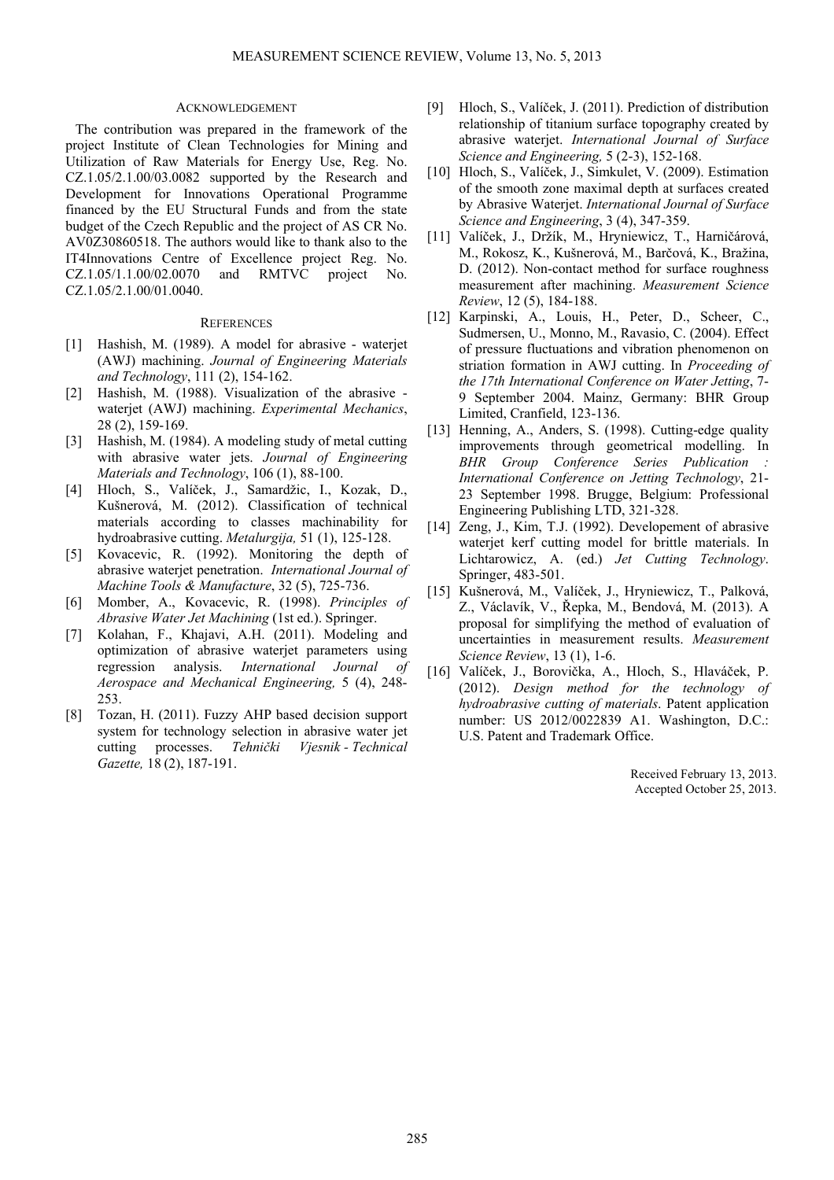## Acknowledgement

The contribution was prepared in the framework of the project Institute of Clean Technologies for Mining and Utilization of Raw Materials for Energy Use, Reg. No. CZ.1.05/2.1.00/03.0082 supported by the Research and Development for Innovations Operational Programme financed by the EU Structural Funds and from the state budget of the Czech Republic and the project of AS CR No. AV0Z30860518. The authors would like to thank also to the IT4Innovations Centre of Excellence project Reg. No. CZ.1.05/1.1.00/02.0070 and RMTVC project No. CZ.1.05/2.1.00/01.0040.

## References

[1] Hashish, M. (1989). A model for abrasive - waterjet (AWJ) machining. *Journal of Engineering Materials and Technology*, 111 (2), 154-162.

[2] Hashish, M. (1988). Visualization of the abrasive - waterjet (AWJ) machining. *Experimental Mechanics*, 28 (2), 159-169.

[3] Hashish, M. (1984). A modeling study of metal cutting with abrasive water jets. *Journal of Engineering Materials and Technology*, 106 (1), 88-100.

[4] Hloch, S., Valíček, J., Samardžic, I., Kozak, D., Kušnerová, M. (2012). Classification of technical materials according to classes machinability for hydroabrasive cutting. *Metalurgija,* 51 (1), 125-128.

[5] Kovacevic, R. (1992). Monitoring the depth of abrasive waterjet penetration. *International Journal of Machine Tools & Manufacture*, 32 (5), 725-736.

[6] Momber, A., Kovacevic, R. (1998). *Principles of Abrasive Water Jet Machining* (1st ed.). Springer.

[7] Kolahan, F., Khajavi, A.H. (2011). Modeling and optimization of abrasive waterjet parameters using regression analysis. *International Journal of Aerospace and Mechanical Engineering,* 5 (4), 248-253.

[8] Tozan, H. (2011). Fuzzy AHP based decision support system for technology selection in abrasive water jet cutting processes. *Tehnički Vjesnik - Technical Gazette,* 18 (2), 187-191.

[9] Hloch, S., Valíček, J. (2011). Prediction of distribution relationship of titanium surface topography created by abrasive waterjet. *International Journal of Surface Science and Engineering,* 5 (2-3), 152-168.

[10] Hloch, S., Valíček, J., Simkulet, V. (2009). Estimation of the smooth zone maximal depth at surfaces created by Abrasive Waterjet. *International Journal of Surface Science and Engineering*, 3 (4), 347-359.

[11] Valíček, J., Držík, M., Hryniewicz, T., Harničárová, M., Rokosz, K., Kušnerová, M., Barčová, K., Bražina, D. (2012). Non-contact method for surface roughness measurement after machining. *Measurement Science Review*, 12 (5), 184-188.

[12] Karpinski, A., Louis, H., Peter, D., Scheer, C., Sudmersen, U., Monno, M., Ravasio, C. (2004). Effect of pressure fluctuations and vibration phenomenon on striation formation in AWJ cutting. In *Proceeding of the 17th International Conference on Water Jetting*, 7-9 September 2004. Mainz, Germany: BHR Group Limited, Cranfield, 123-136.

[13] Henning, A., Anders, S. (1998). Cutting-edge quality improvements through geometrical modelling. In *BHR Group Conference Series Publication : International Conference on Jetting Technology*, 21-23 September 1998. Brugge, Belgium: Professional Engineering Publishing LTD, 321-328.

[14] Zeng, J., Kim, T.J. (1992). Developement of abrasive waterjet kerf cutting model for brittle materials. In Lichtarowicz, A. (ed.) *Jet Cutting Technology*. Springer, 483-501.

[15] Kušnerová, M., Valíček, J., Hryniewicz, T., Palková, Z., Václavík, V., Řepka, M., Bendová, M. (2013). A proposal for simplifying the method of evaluation of uncertainties in measurement results. *Measurement Science Review*, 13 (1), 1-6.

[16] Valíček, J., Borovička, A., Hloch, S., Hlaváček, P. (2012). *Design method for the technology of hydroabrasive cutting of materials*. Patent application number: US 2012/0022839 A1. Washington, D.C.: U.S. Patent and Trademark Office.

Received February 13, 2013.
Accepted October 25, 2013.